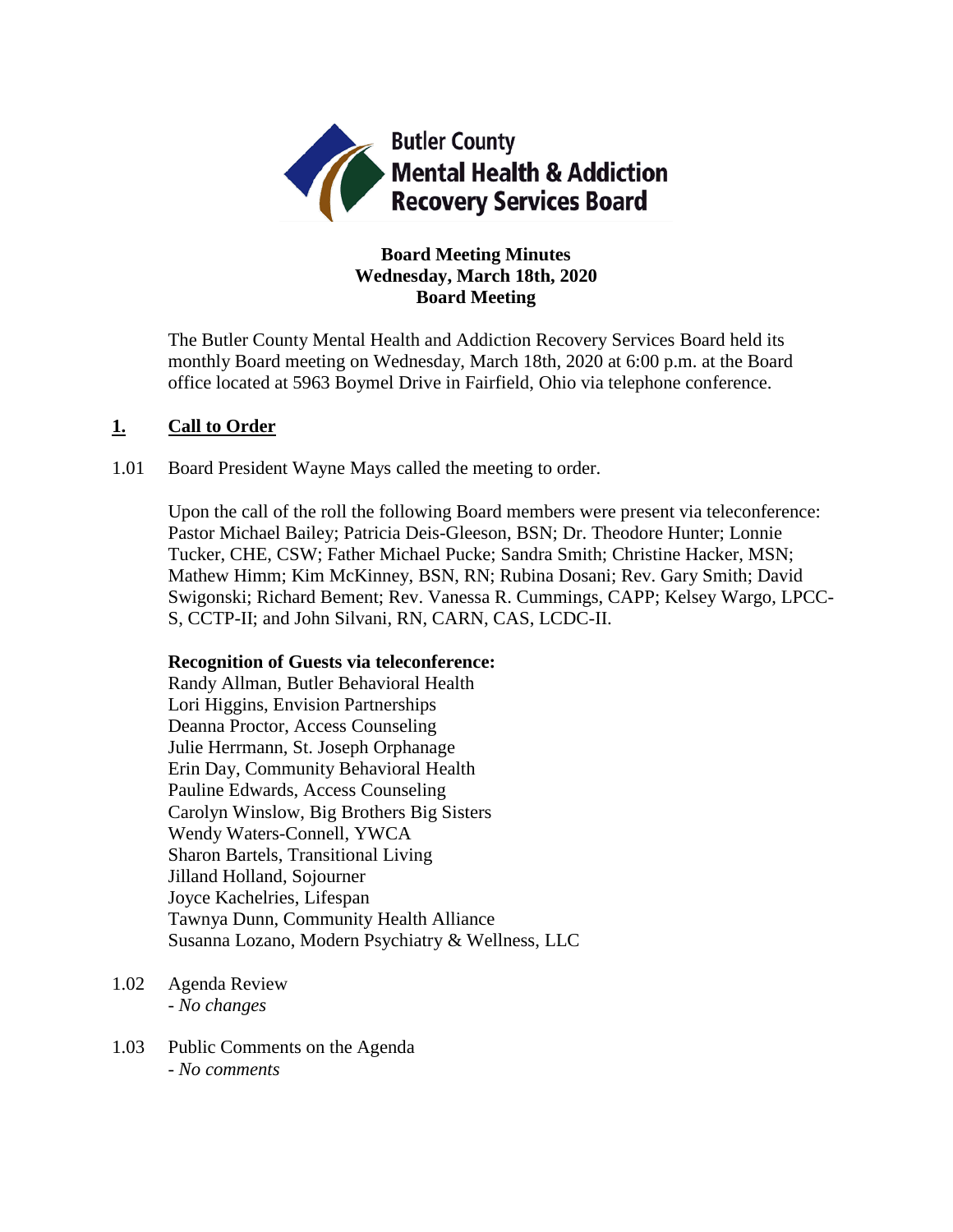**Butler County Mental Health & Addiction Recovery Services Board**

**Board Meeting Minutes**
**Wednesday, March 18th, 2020**
**Board Meeting**

The Butler County Mental Health and Addiction Recovery Services Board held its monthly Board meeting on Wednesday, March 18th, 2020 at 6:00 p.m. at the Board office located at 5963 Boymel Drive in Fairfield, Ohio via telephone conference.

## 1. Call to Order

1.01 Board President Wayne Mays called the meeting to order.

Upon the call of the roll the following Board members were present via teleconference: Pastor Michael Bailey; Patricia Deis-Gleeson, BSN; Dr. Theodore Hunter; Lonnie Tucker, CHE, CSW; Father Michael Pucke; Sandra Smith; Christine Hacker, MSN; Mathew Himm; Kim McKinney, BSN, RN; Rubina Dosani; Rev. Gary Smith; David Swigonski; Richard Bement; Rev. Vanessa R. Cummings, CAPP; Kelsey Wargo, LPCC-S, CCTP-II; and John Silvani, RN, CARN, CAS, LCDC-II.

**Recognition of Guests via teleconference:**
Randy Allman, Butler Behavioral Health
Lori Higgins, Envision Partnerships
Deanna Proctor, Access Counseling
Julie Herrmann, St. Joseph Orphanage
Erin Day, Community Behavioral Health
Pauline Edwards, Access Counseling
Carolyn Winslow, Big Brothers Big Sisters
Wendy Waters-Connell, YWCA
Sharon Bartels, Transitional Living
Jilland Holland, Sojourner
Joyce Kachelries, Lifespan
Tawnya Dunn, Community Health Alliance
Susanna Lozano, Modern Psychiatry & Wellness, LLC

1.02 Agenda Review
- *No changes*

1.03 Public Comments on the Agenda
- *No comments*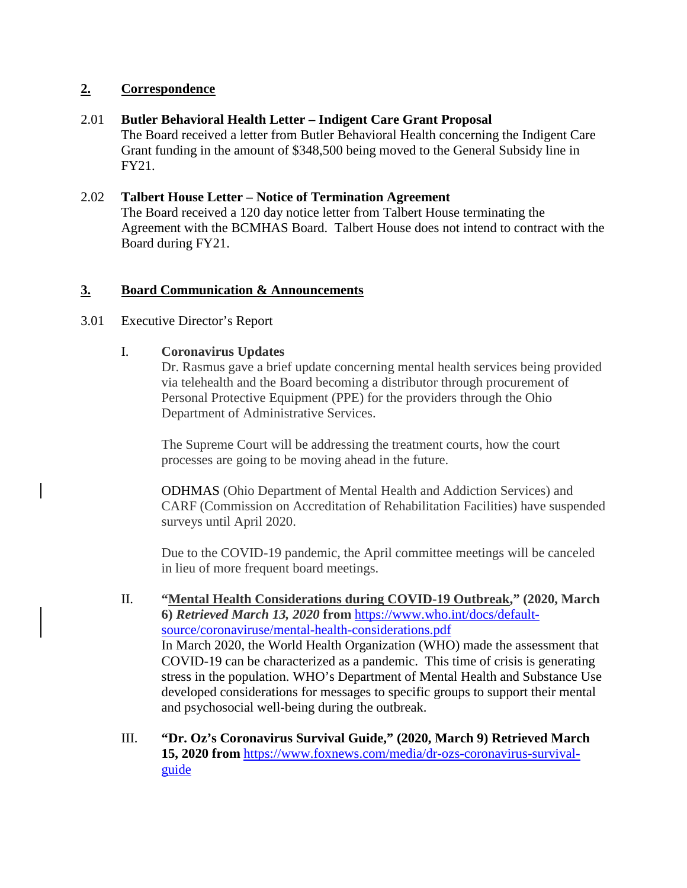## 2. Correspondence

2.01 **Butler Behavioral Health Letter – Indigent Care Grant Proposal**
The Board received a letter from Butler Behavioral Health concerning the Indigent Care Grant funding in the amount of $348,500 being moved to the General Subsidy line in FY21.

2.02 **Talbert House Letter – Notice of Termination Agreement**
The Board received a 120 day notice letter from Talbert House terminating the Agreement with the BCMHAS Board. Talbert House does not intend to contract with the Board during FY21.

## 3. Board Communication & Announcements

3.01 Executive Director's Report

I. **Coronavirus Updates**
Dr. Rasmus gave a brief update concerning mental health services being provided via telehealth and the Board becoming a distributor through procurement of Personal Protective Equipment (PPE) for the providers through the Ohio Department of Administrative Services.

The Supreme Court will be addressing the treatment courts, how the court processes are going to be moving ahead in the future.

ODHMAS (Ohio Department of Mental Health and Addiction Services) and CARF (Commission on Accreditation of Rehabilitation Facilities) have suspended surveys until April 2020.

Due to the COVID-19 pandemic, the April committee meetings will be canceled in lieu of more frequent board meetings.

II. **"Mental Health Considerations during COVID-19 Outbreak," (2020, March 6) *Retrieved March 13, 2020* from** https://www.who.int/docs/default-source/coronaviruse/mental-health-considerations.pdf
In March 2020, the World Health Organization (WHO) made the assessment that COVID-19 can be characterized as a pandemic. This time of crisis is generating stress in the population. WHO's Department of Mental Health and Substance Use developed considerations for messages to specific groups to support their mental and psychosocial well-being during the outbreak.

III. **"Dr. Oz's Coronavirus Survival Guide," (2020, March 9) Retrieved March 15, 2020 from** https://www.foxnews.com/media/dr-ozs-coronavirus-survival-guide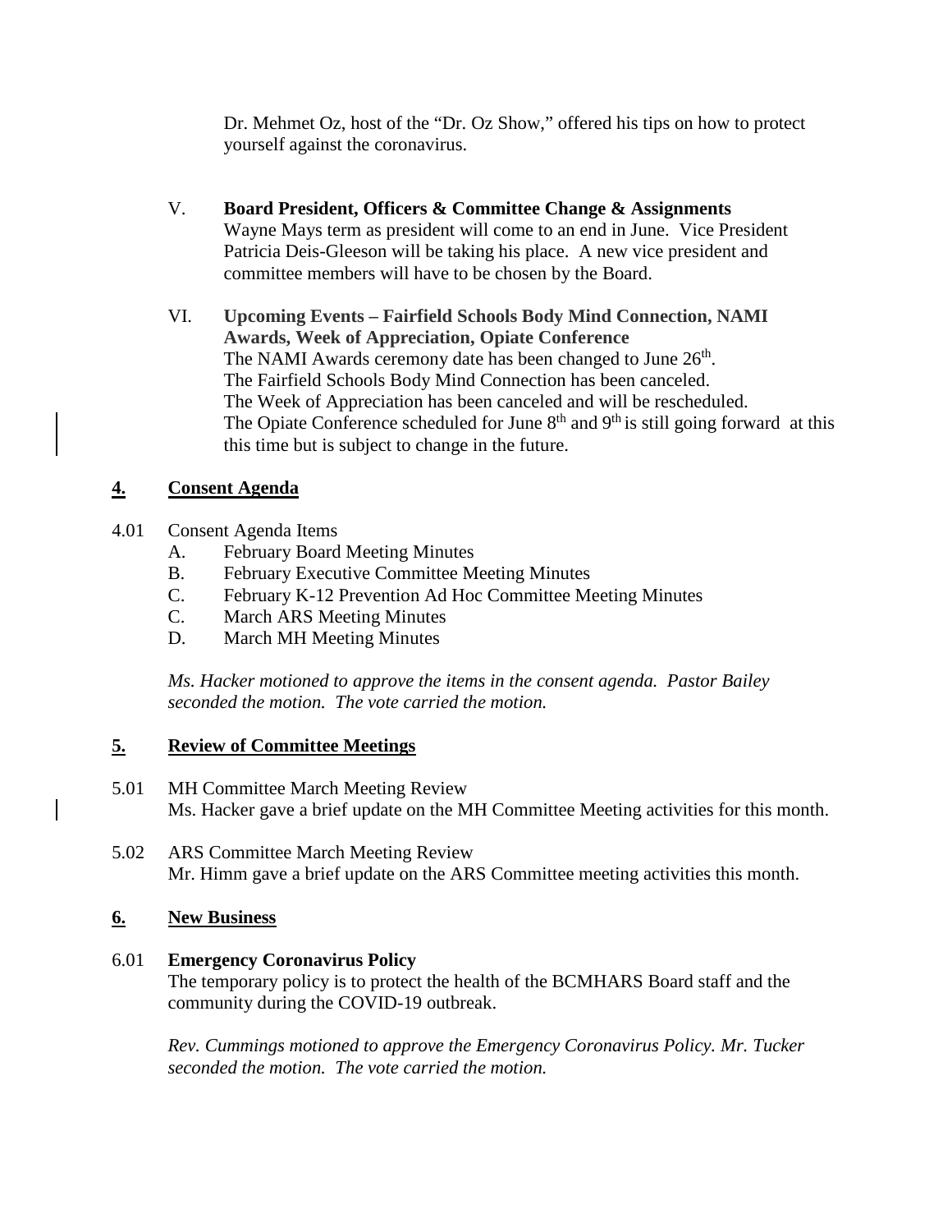Dr. Mehmet Oz, host of the "Dr. Oz Show," offered his tips on how to protect yourself against the coronavirus.

V. **Board President, Officers & Committee Change & Assignments**
Wayne Mays term as president will come to an end in June. Vice President Patricia Deis-Gleeson will be taking his place. A new vice president and committee members will have to be chosen by the Board.

VI. **Upcoming Events – Fairfield Schools Body Mind Connection, NAMI Awards, Week of Appreciation, Opiate Conference**
The NAMI Awards ceremony date has been changed to June 26th.
The Fairfield Schools Body Mind Connection has been canceled.
The Week of Appreciation has been canceled and will be rescheduled.
The Opiate Conference scheduled for June 8th and 9th is still going forward at this this time but is subject to change in the future.

## 4. Consent Agenda

4.01 Consent Agenda Items
- A. February Board Meeting Minutes
- B. February Executive Committee Meeting Minutes
- C. February K-12 Prevention Ad Hoc Committee Meeting Minutes
- C. March ARS Meeting Minutes
- D. March MH Meeting Minutes

*Ms. Hacker motioned to approve the items in the consent agenda. Pastor Bailey seconded the motion. The vote carried the motion.*

## 5. Review of Committee Meetings

5.01 MH Committee March Meeting Review
Ms. Hacker gave a brief update on the MH Committee Meeting activities for this month.

5.02 ARS Committee March Meeting Review
Mr. Himm gave a brief update on the ARS Committee meeting activities this month.

## 6. New Business

6.01 **Emergency Coronavirus Policy**
The temporary policy is to protect the health of the BCMHARS Board staff and the community during the COVID-19 outbreak.

*Rev. Cummings motioned to approve the Emergency Coronavirus Policy. Mr. Tucker seconded the motion. The vote carried the motion.*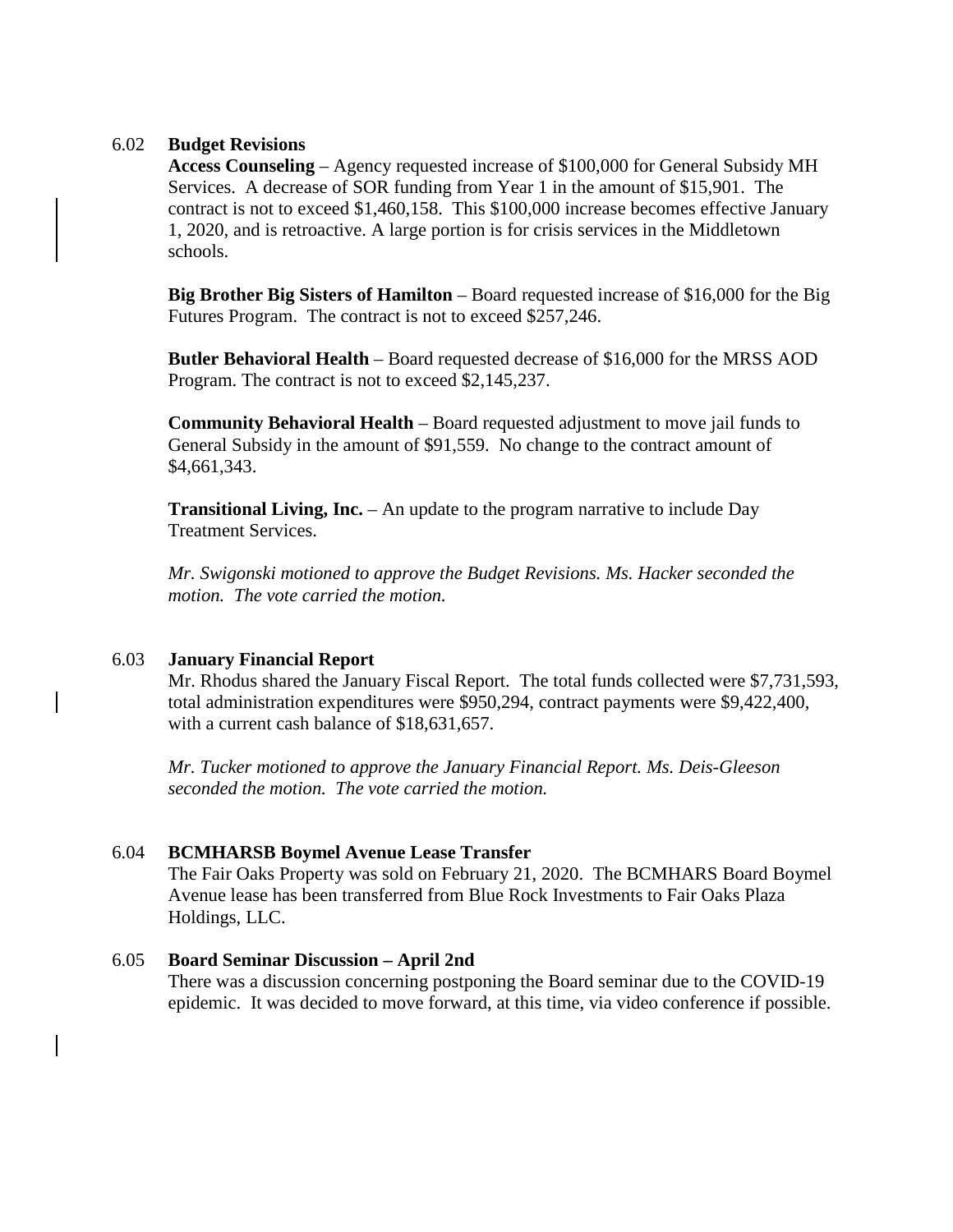6.02 **Budget Revisions**

**Access Counseling** – Agency requested increase of $100,000 for General Subsidy MH Services. A decrease of SOR funding from Year 1 in the amount of $15,901. The contract is not to exceed $1,460,158. This $100,000 increase becomes effective January 1, 2020, and is retroactive. A large portion is for crisis services in the Middletown schools.

**Big Brother Big Sisters of Hamilton** – Board requested increase of $16,000 for the Big Futures Program. The contract is not to exceed $257,246.

**Butler Behavioral Health** – Board requested decrease of $16,000 for the MRSS AOD Program. The contract is not to exceed $2,145,237.

**Community Behavioral Health** – Board requested adjustment to move jail funds to General Subsidy in the amount of $91,559. No change to the contract amount of $4,661,343.

**Transitional Living, Inc.** – An update to the program narrative to include Day Treatment Services.

*Mr. Swigonski motioned to approve the Budget Revisions. Ms. Hacker seconded the motion. The vote carried the motion.*

6.03 **January Financial Report**

Mr. Rhodus shared the January Fiscal Report. The total funds collected were $7,731,593, total administration expenditures were $950,294, contract payments were $9,422,400, with a current cash balance of $18,631,657.

*Mr. Tucker motioned to approve the January Financial Report. Ms. Deis-Gleeson seconded the motion. The vote carried the motion.*

6.04 **BCMHARSB Boymel Avenue Lease Transfer**

The Fair Oaks Property was sold on February 21, 2020. The BCMHARS Board Boymel Avenue lease has been transferred from Blue Rock Investments to Fair Oaks Plaza Holdings, LLC.

6.05 **Board Seminar Discussion – April 2nd**

There was a discussion concerning postponing the Board seminar due to the COVID-19 epidemic. It was decided to move forward, at this time, via video conference if possible.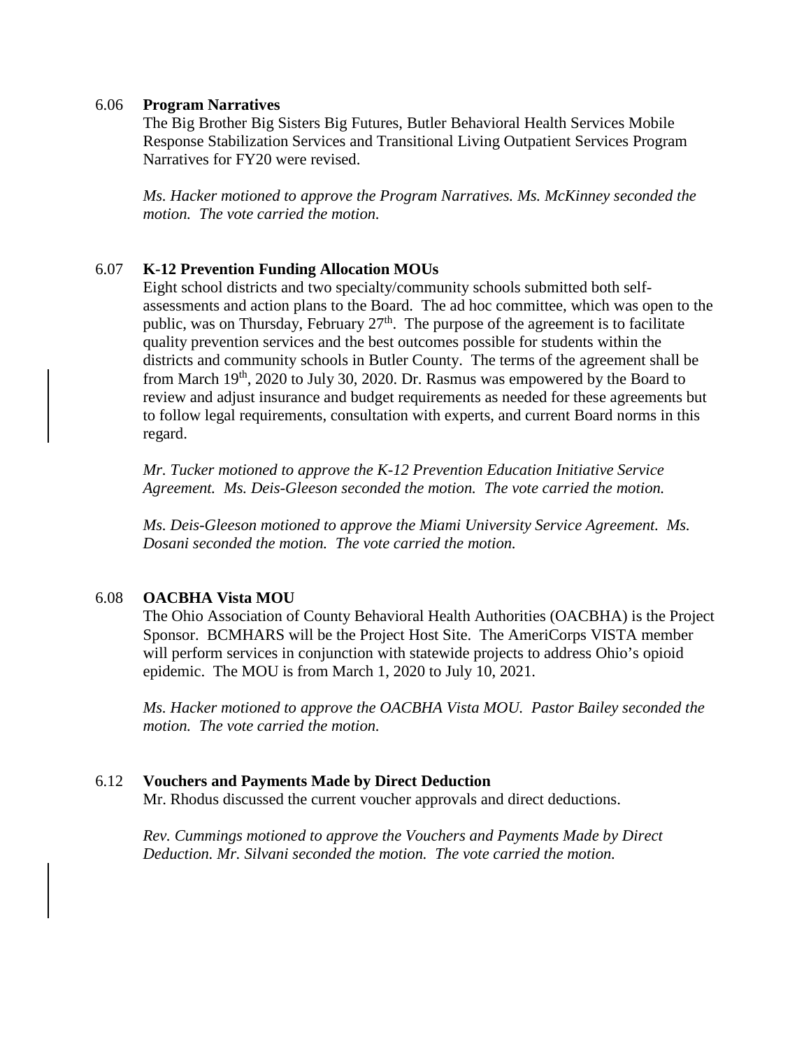6.06 **Program Narratives**

The Big Brother Big Sisters Big Futures, Butler Behavioral Health Services Mobile Response Stabilization Services and Transitional Living Outpatient Services Program Narratives for FY20 were revised.

*Ms. Hacker motioned to approve the Program Narratives. Ms. McKinney seconded the motion. The vote carried the motion.*

6.07 **K-12 Prevention Funding Allocation MOUs**

Eight school districts and two specialty/community schools submitted both self-assessments and action plans to the Board. The ad hoc committee, which was open to the public, was on Thursday, February 27th. The purpose of the agreement is to facilitate quality prevention services and the best outcomes possible for students within the districts and community schools in Butler County. The terms of the agreement shall be from March 19th, 2020 to July 30, 2020. Dr. Rasmus was empowered by the Board to review and adjust insurance and budget requirements as needed for these agreements but to follow legal requirements, consultation with experts, and current Board norms in this regard.

*Mr. Tucker motioned to approve the K-12 Prevention Education Initiative Service Agreement. Ms. Deis-Gleeson seconded the motion. The vote carried the motion.*

*Ms. Deis-Gleeson motioned to approve the Miami University Service Agreement. Ms. Dosani seconded the motion. The vote carried the motion.*

6.08 **OACBHA Vista MOU**

The Ohio Association of County Behavioral Health Authorities (OACBHA) is the Project Sponsor. BCMHARS will be the Project Host Site. The AmeriCorps VISTA member will perform services in conjunction with statewide projects to address Ohio's opioid epidemic. The MOU is from March 1, 2020 to July 10, 2021.

*Ms. Hacker motioned to approve the OACBHA Vista MOU. Pastor Bailey seconded the motion. The vote carried the motion.*

6.12 **Vouchers and Payments Made by Direct Deduction**

Mr. Rhodus discussed the current voucher approvals and direct deductions.

*Rev. Cummings motioned to approve the Vouchers and Payments Made by Direct Deduction. Mr. Silvani seconded the motion. The vote carried the motion.*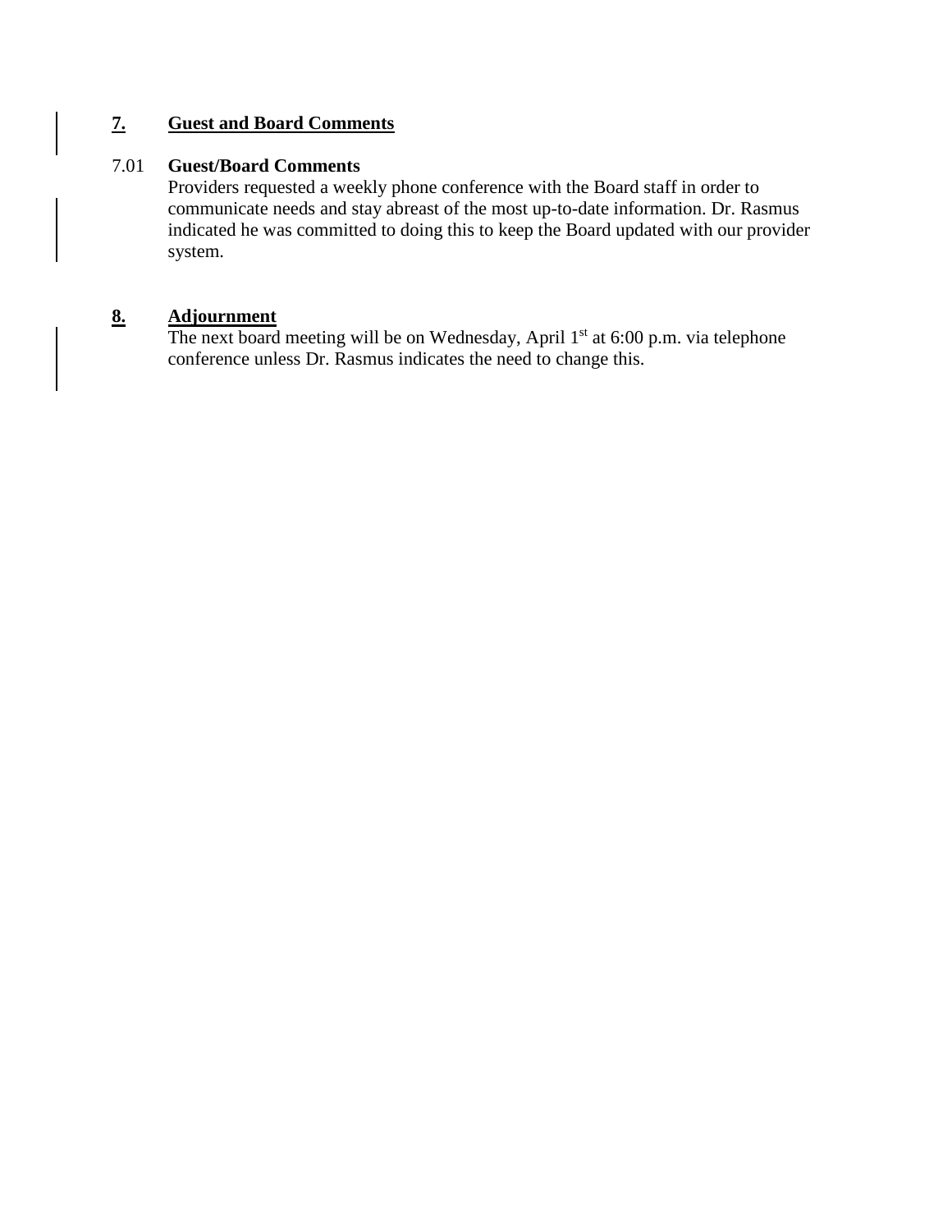## 7. Guest and Board Comments

7.01 **Guest/Board Comments**

Providers requested a weekly phone conference with the Board staff in order to communicate needs and stay abreast of the most up-to-date information. Dr. Rasmus indicated he was committed to doing this to keep the Board updated with our provider system.

## 8. Adjournment

The next board meeting will be on Wednesday, April 1st at 6:00 p.m. via telephone conference unless Dr. Rasmus indicates the need to change this.